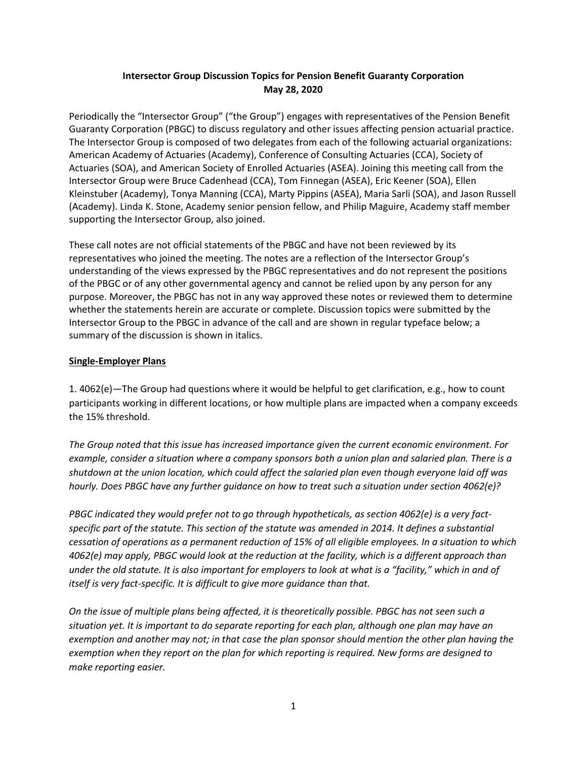**Intersector Group Discussion Topics for Pension Benefit Guaranty Corporation**
**May 28, 2020**

Periodically the "Intersector Group" ("the Group") engages with representatives of the Pension Benefit Guaranty Corporation (PBGC) to discuss regulatory and other issues affecting pension actuarial practice. The Intersector Group is composed of two delegates from each of the following actuarial organizations: American Academy of Actuaries (Academy), Conference of Consulting Actuaries (CCA), Society of Actuaries (SOA), and American Society of Enrolled Actuaries (ASEA). Joining this meeting call from the Intersector Group were Bruce Cadenhead (CCA), Tom Finnegan (ASEA), Eric Keener (SOA), Ellen Kleinstuber (Academy), Tonya Manning (CCA), Marty Pippins (ASEA), Maria Sarli (SOA), and Jason Russell (Academy). Linda K. Stone, Academy senior pension fellow, and Philip Maguire, Academy staff member supporting the Intersector Group, also joined.

These call notes are not official statements of the PBGC and have not been reviewed by its representatives who joined the meeting. The notes are a reflection of the Intersector Group's understanding of the views expressed by the PBGC representatives and do not represent the positions of the PBGC or of any other governmental agency and cannot be relied upon by any person for any purpose. Moreover, the PBGC has not in any way approved these notes or reviewed them to determine whether the statements herein are accurate or complete. Discussion topics were submitted by the Intersector Group to the PBGC in advance of the call and are shown in regular typeface below; a summary of the discussion is shown in italics.

## Single-Employer Plans

1. 4062(e)—The Group had questions where it would be helpful to get clarification, e.g., how to count participants working in different locations, or how multiple plans are impacted when a company exceeds the 15% threshold.

*The Group noted that this issue has increased importance given the current economic environment. For example, consider a situation where a company sponsors both a union plan and salaried plan. There is a shutdown at the union location, which could affect the salaried plan even though everyone laid off was hourly. Does PBGC have any further guidance on how to treat such a situation under section 4062(e)?*

*PBGC indicated they would prefer not to go through hypotheticals, as section 4062(e) is a very fact-specific part of the statute. This section of the statute was amended in 2014. It defines a substantial cessation of operations as a permanent reduction of 15% of all eligible employees. In a situation to which 4062(e) may apply, PBGC would look at the reduction at the facility, which is a different approach than under the old statute. It is also important for employers to look at what is a "facility," which in and of itself is very fact-specific. It is difficult to give more guidance than that.*

*On the issue of multiple plans being affected, it is theoretically possible. PBGC has not seen such a situation yet. It is important to do separate reporting for each plan, although one plan may have an exemption and another may not; in that case the plan sponsor should mention the other plan having the exemption when they report on the plan for which reporting is required. New forms are designed to make reporting easier.*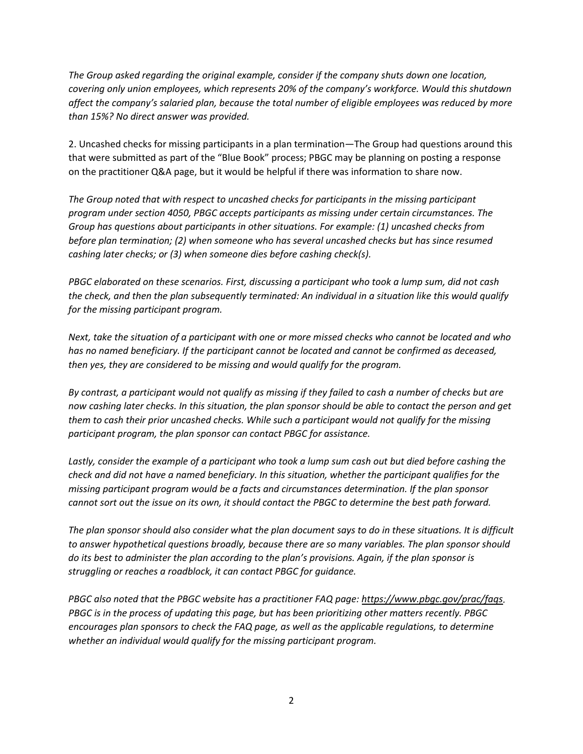*The Group asked regarding the original example, consider if the company shuts down one location, covering only union employees, which represents 20% of the company's workforce. Would this shutdown affect the company's salaried plan, because the total number of eligible employees was reduced by more than 15%? No direct answer was provided.*

2. Uncashed checks for missing participants in a plan termination—The Group had questions around this that were submitted as part of the "Blue Book" process; PBGC may be planning on posting a response on the practitioner Q&A page, but it would be helpful if there was information to share now.

*The Group noted that with respect to uncashed checks for participants in the missing participant program under section 4050, PBGC accepts participants as missing under certain circumstances. The Group has questions about participants in other situations. For example: (1) uncashed checks from before plan termination; (2) when someone who has several uncashed checks but has since resumed cashing later checks; or (3) when someone dies before cashing check(s).*

*PBGC elaborated on these scenarios. First, discussing a participant who took a lump sum, did not cash the check, and then the plan subsequently terminated: An individual in a situation like this would qualify for the missing participant program.*

*Next, take the situation of a participant with one or more missed checks who cannot be located and who has no named beneficiary. If the participant cannot be located and cannot be confirmed as deceased, then yes, they are considered to be missing and would qualify for the program.*

*By contrast, a participant would not qualify as missing if they failed to cash a number of checks but are now cashing later checks. In this situation, the plan sponsor should be able to contact the person and get them to cash their prior uncashed checks. While such a participant would not qualify for the missing participant program, the plan sponsor can contact PBGC for assistance.*

*Lastly, consider the example of a participant who took a lump sum cash out but died before cashing the check and did not have a named beneficiary. In this situation, whether the participant qualifies for the missing participant program would be a facts and circumstances determination. If the plan sponsor cannot sort out the issue on its own, it should contact the PBGC to determine the best path forward.*

*The plan sponsor should also consider what the plan document says to do in these situations. It is difficult to answer hypothetical questions broadly, because there are so many variables. The plan sponsor should do its best to administer the plan according to the plan's provisions. Again, if the plan sponsor is struggling or reaches a roadblock, it can contact PBGC for guidance.*

*PBGC also noted that the PBGC website has a practitioner FAQ page: https://www.pbgc.gov/prac/faqs. PBGC is in the process of updating this page, but has been prioritizing other matters recently. PBGC encourages plan sponsors to check the FAQ page, as well as the applicable regulations, to determine whether an individual would qualify for the missing participant program.*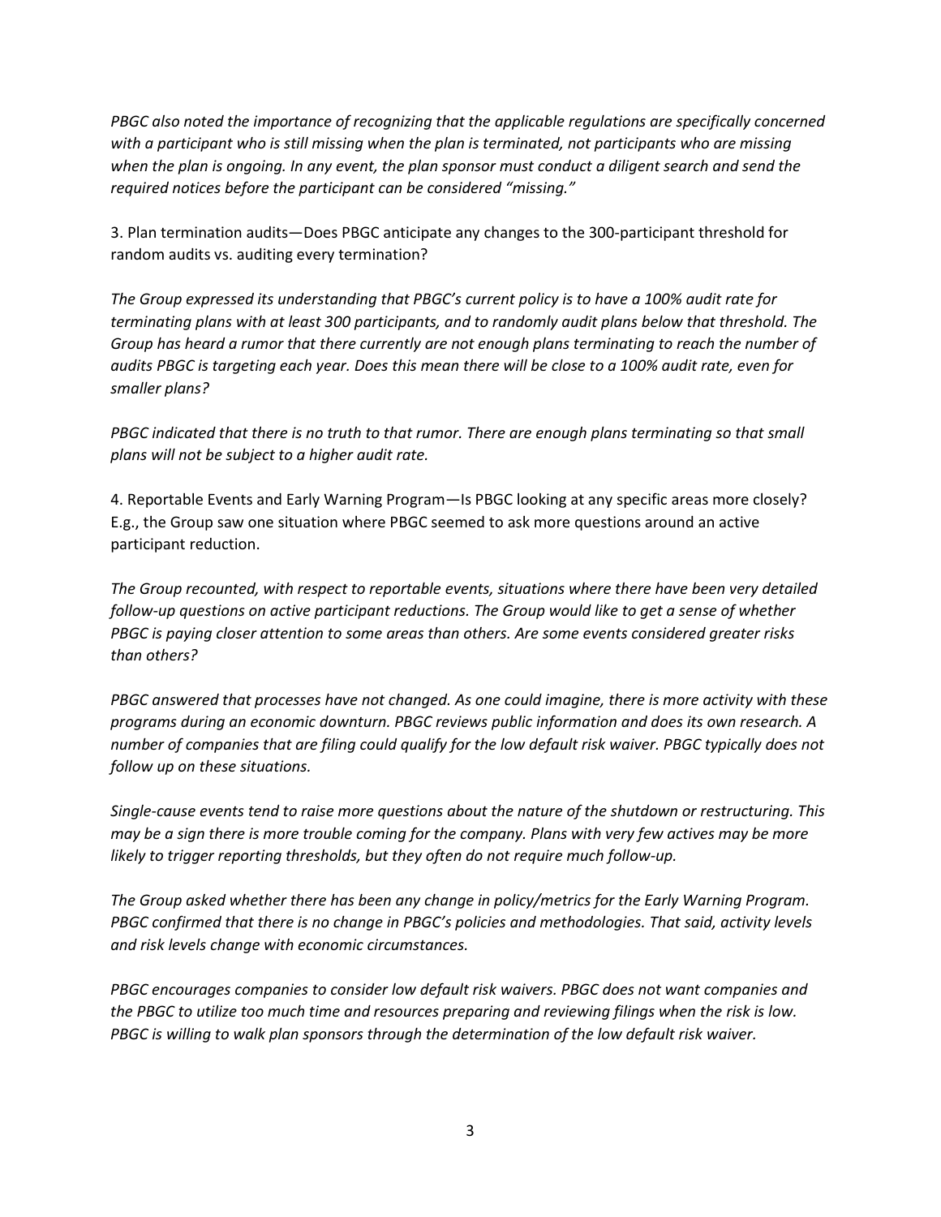*PBGC also noted the importance of recognizing that the applicable regulations are specifically concerned with a participant who is still missing when the plan is terminated, not participants who are missing when the plan is ongoing. In any event, the plan sponsor must conduct a diligent search and send the required notices before the participant can be considered "missing."*

3. Plan termination audits—Does PBGC anticipate any changes to the 300-participant threshold for random audits vs. auditing every termination?

*The Group expressed its understanding that PBGC's current policy is to have a 100% audit rate for terminating plans with at least 300 participants, and to randomly audit plans below that threshold. The Group has heard a rumor that there currently are not enough plans terminating to reach the number of audits PBGC is targeting each year. Does this mean there will be close to a 100% audit rate, even for smaller plans?*

*PBGC indicated that there is no truth to that rumor. There are enough plans terminating so that small plans will not be subject to a higher audit rate.*

4. Reportable Events and Early Warning Program—Is PBGC looking at any specific areas more closely? E.g., the Group saw one situation where PBGC seemed to ask more questions around an active participant reduction.

*The Group recounted, with respect to reportable events, situations where there have been very detailed follow-up questions on active participant reductions. The Group would like to get a sense of whether PBGC is paying closer attention to some areas than others. Are some events considered greater risks than others?*

*PBGC answered that processes have not changed. As one could imagine, there is more activity with these programs during an economic downturn. PBGC reviews public information and does its own research. A number of companies that are filing could qualify for the low default risk waiver. PBGC typically does not follow up on these situations.*

*Single-cause events tend to raise more questions about the nature of the shutdown or restructuring. This may be a sign there is more trouble coming for the company. Plans with very few actives may be more likely to trigger reporting thresholds, but they often do not require much follow-up.*

*The Group asked whether there has been any change in policy/metrics for the Early Warning Program. PBGC confirmed that there is no change in PBGC's policies and methodologies. That said, activity levels and risk levels change with economic circumstances.*

*PBGC encourages companies to consider low default risk waivers. PBGC does not want companies and the PBGC to utilize too much time and resources preparing and reviewing filings when the risk is low. PBGC is willing to walk plan sponsors through the determination of the low default risk waiver.*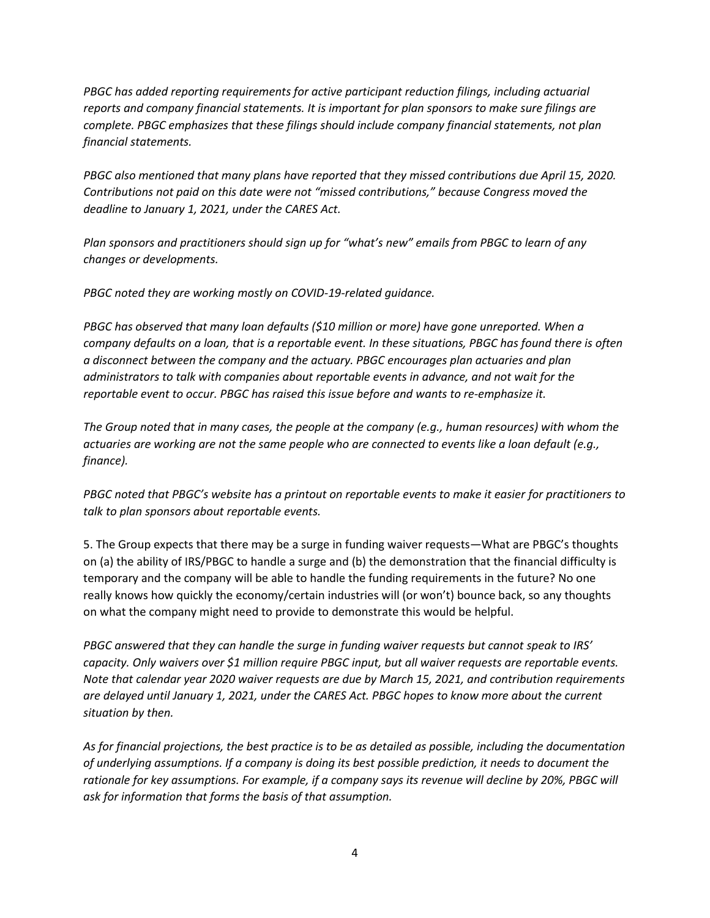*PBGC has added reporting requirements for active participant reduction filings, including actuarial reports and company financial statements. It is important for plan sponsors to make sure filings are complete. PBGC emphasizes that these filings should include company financial statements, not plan financial statements.*

*PBGC also mentioned that many plans have reported that they missed contributions due April 15, 2020. Contributions not paid on this date were not "missed contributions," because Congress moved the deadline to January 1, 2021, under the CARES Act.*

*Plan sponsors and practitioners should sign up for "what's new" emails from PBGC to learn of any changes or developments.*

*PBGC noted they are working mostly on COVID-19-related guidance.*

*PBGC has observed that many loan defaults ($10 million or more) have gone unreported. When a company defaults on a loan, that is a reportable event. In these situations, PBGC has found there is often a disconnect between the company and the actuary. PBGC encourages plan actuaries and plan administrators to talk with companies about reportable events in advance, and not wait for the reportable event to occur. PBGC has raised this issue before and wants to re-emphasize it.*

*The Group noted that in many cases, the people at the company (e.g., human resources) with whom the actuaries are working are not the same people who are connected to events like a loan default (e.g., finance).*

*PBGC noted that PBGC's website has a printout on reportable events to make it easier for practitioners to talk to plan sponsors about reportable events.*

5. The Group expects that there may be a surge in funding waiver requests—What are PBGC's thoughts on (a) the ability of IRS/PBGC to handle a surge and (b) the demonstration that the financial difficulty is temporary and the company will be able to handle the funding requirements in the future? No one really knows how quickly the economy/certain industries will (or won't) bounce back, so any thoughts on what the company might need to provide to demonstrate this would be helpful.

*PBGC answered that they can handle the surge in funding waiver requests but cannot speak to IRS' capacity. Only waivers over $1 million require PBGC input, but all waiver requests are reportable events. Note that calendar year 2020 waiver requests are due by March 15, 2021, and contribution requirements are delayed until January 1, 2021, under the CARES Act. PBGC hopes to know more about the current situation by then.*

*As for financial projections, the best practice is to be as detailed as possible, including the documentation of underlying assumptions. If a company is doing its best possible prediction, it needs to document the rationale for key assumptions. For example, if a company says its revenue will decline by 20%, PBGC will ask for information that forms the basis of that assumption.*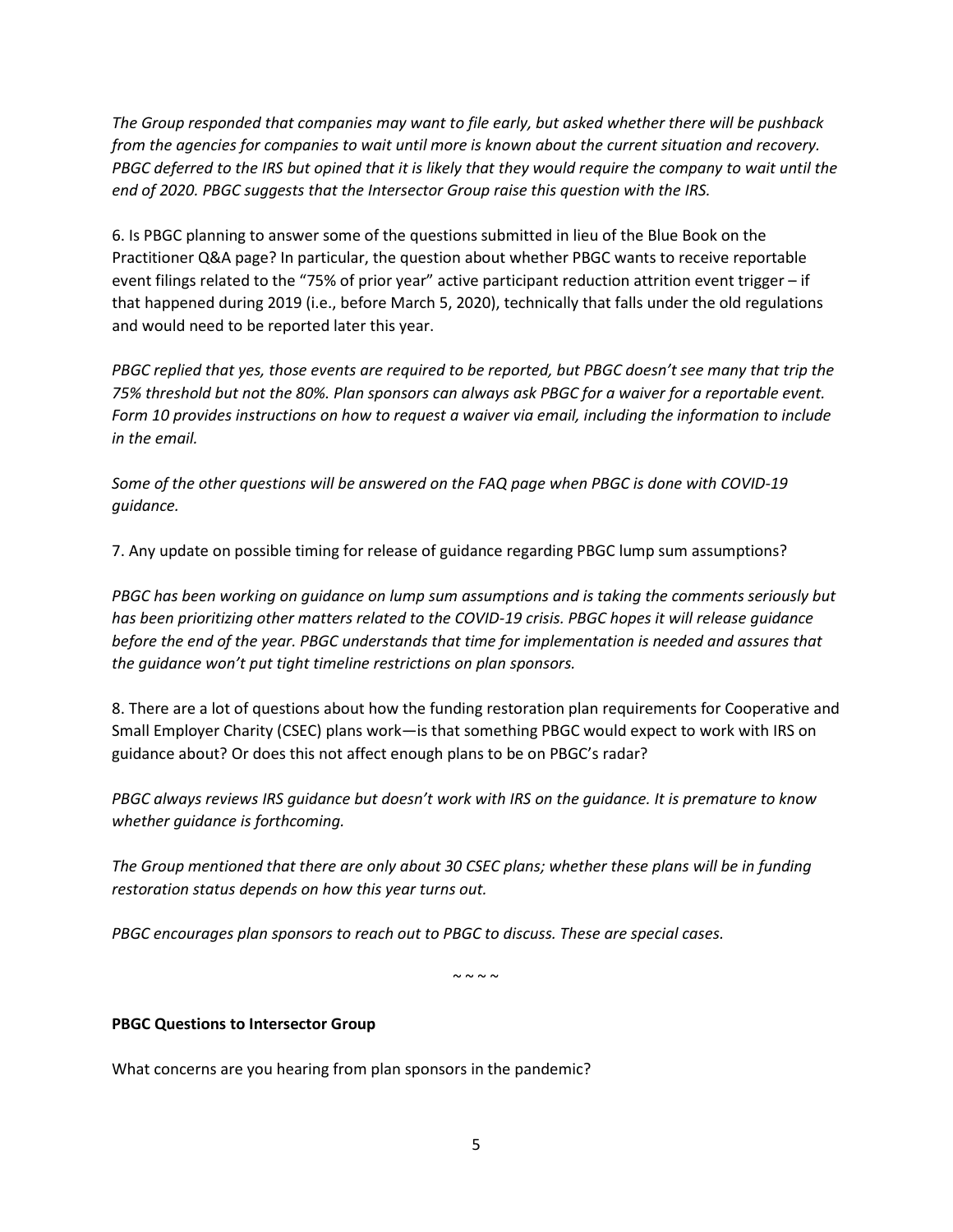*The Group responded that companies may want to file early, but asked whether there will be pushback from the agencies for companies to wait until more is known about the current situation and recovery. PBGC deferred to the IRS but opined that it is likely that they would require the company to wait until the end of 2020. PBGC suggests that the Intersector Group raise this question with the IRS.*

6. Is PBGC planning to answer some of the questions submitted in lieu of the Blue Book on the Practitioner Q&A page? In particular, the question about whether PBGC wants to receive reportable event filings related to the "75% of prior year" active participant reduction attrition event trigger – if that happened during 2019 (i.e., before March 5, 2020), technically that falls under the old regulations and would need to be reported later this year.

*PBGC replied that yes, those events are required to be reported, but PBGC doesn't see many that trip the 75% threshold but not the 80%. Plan sponsors can always ask PBGC for a waiver for a reportable event. Form 10 provides instructions on how to request a waiver via email, including the information to include in the email.*

*Some of the other questions will be answered on the FAQ page when PBGC is done with COVID-19 guidance.*

7. Any update on possible timing for release of guidance regarding PBGC lump sum assumptions?

*PBGC has been working on guidance on lump sum assumptions and is taking the comments seriously but has been prioritizing other matters related to the COVID-19 crisis. PBGC hopes it will release guidance before the end of the year. PBGC understands that time for implementation is needed and assures that the guidance won't put tight timeline restrictions on plan sponsors.*

8. There are a lot of questions about how the funding restoration plan requirements for Cooperative and Small Employer Charity (CSEC) plans work—is that something PBGC would expect to work with IRS on guidance about? Or does this not affect enough plans to be on PBGC's radar?

*PBGC always reviews IRS guidance but doesn't work with IRS on the guidance. It is premature to know whether guidance is forthcoming.*

*The Group mentioned that there are only about 30 CSEC plans; whether these plans will be in funding restoration status depends on how this year turns out.*

*PBGC encourages plan sponsors to reach out to PBGC to discuss. These are special cases.*

~ ~ ~ ~

**PBGC Questions to Intersector Group**

What concerns are you hearing from plan sponsors in the pandemic?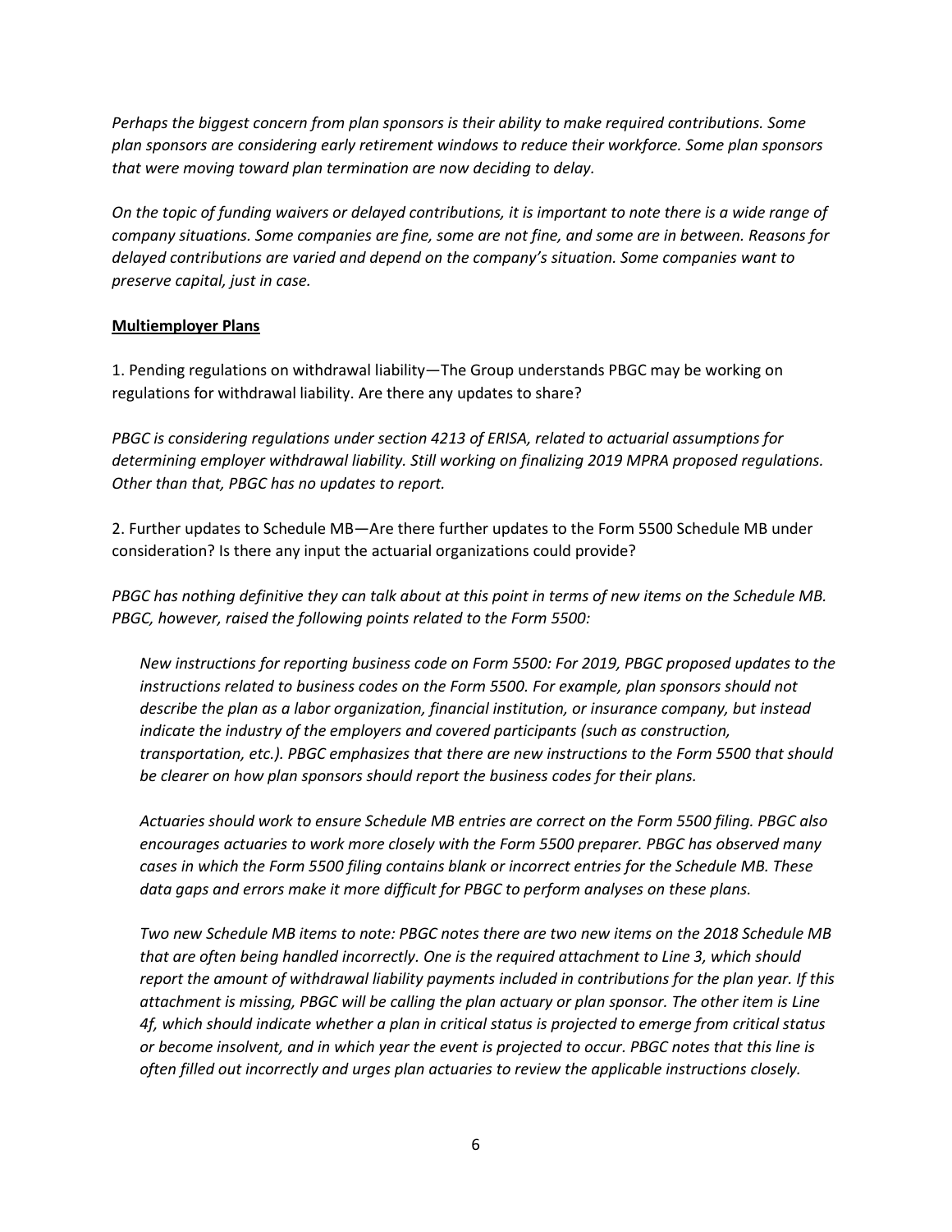*Perhaps the biggest concern from plan sponsors is their ability to make required contributions. Some plan sponsors are considering early retirement windows to reduce their workforce. Some plan sponsors that were moving toward plan termination are now deciding to delay.*

*On the topic of funding waivers or delayed contributions, it is important to note there is a wide range of company situations. Some companies are fine, some are not fine, and some are in between. Reasons for delayed contributions are varied and depend on the company's situation. Some companies want to preserve capital, just in case.*

**Multiemployer Plans**

1. Pending regulations on withdrawal liability—The Group understands PBGC may be working on regulations for withdrawal liability. Are there any updates to share?

*PBGC is considering regulations under section 4213 of ERISA, related to actuarial assumptions for determining employer withdrawal liability. Still working on finalizing 2019 MPRA proposed regulations. Other than that, PBGC has no updates to report.*

2. Further updates to Schedule MB—Are there further updates to the Form 5500 Schedule MB under consideration? Is there any input the actuarial organizations could provide?

*PBGC has nothing definitive they can talk about at this point in terms of new items on the Schedule MB. PBGC, however, raised the following points related to the Form 5500:*

> *New instructions for reporting business code on Form 5500: For 2019, PBGC proposed updates to the instructions related to business codes on the Form 5500. For example, plan sponsors should not describe the plan as a labor organization, financial institution, or insurance company, but instead indicate the industry of the employers and covered participants (such as construction, transportation, etc.). PBGC emphasizes that there are new instructions to the Form 5500 that should be clearer on how plan sponsors should report the business codes for their plans.*
>
> *Actuaries should work to ensure Schedule MB entries are correct on the Form 5500 filing. PBGC also encourages actuaries to work more closely with the Form 5500 preparer. PBGC has observed many cases in which the Form 5500 filing contains blank or incorrect entries for the Schedule MB. These data gaps and errors make it more difficult for PBGC to perform analyses on these plans.*
>
> *Two new Schedule MB items to note: PBGC notes there are two new items on the 2018 Schedule MB that are often being handled incorrectly. One is the required attachment to Line 3, which should report the amount of withdrawal liability payments included in contributions for the plan year. If this attachment is missing, PBGC will be calling the plan actuary or plan sponsor. The other item is Line 4f, which should indicate whether a plan in critical status is projected to emerge from critical status or become insolvent, and in which year the event is projected to occur. PBGC notes that this line is often filled out incorrectly and urges plan actuaries to review the applicable instructions closely.*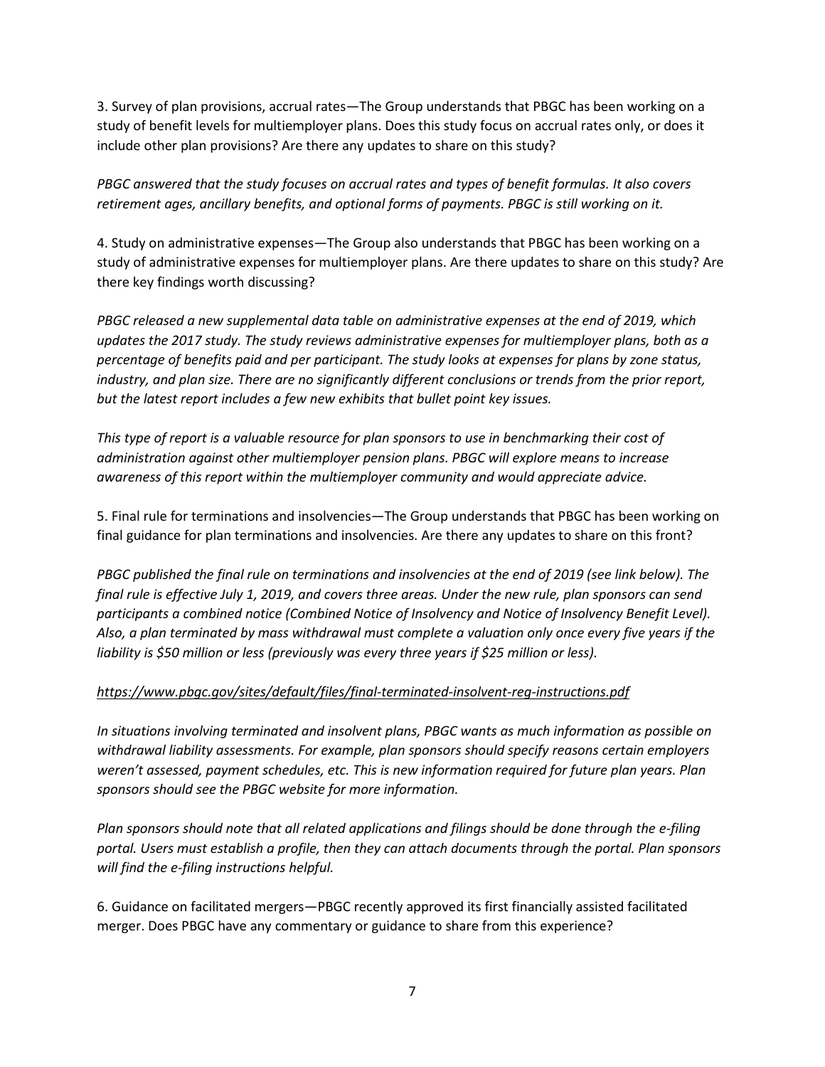3. Survey of plan provisions, accrual rates—The Group understands that PBGC has been working on a study of benefit levels for multiemployer plans. Does this study focus on accrual rates only, or does it include other plan provisions? Are there any updates to share on this study?

*PBGC answered that the study focuses on accrual rates and types of benefit formulas. It also covers retirement ages, ancillary benefits, and optional forms of payments. PBGC is still working on it.*

4. Study on administrative expenses—The Group also understands that PBGC has been working on a study of administrative expenses for multiemployer plans. Are there updates to share on this study? Are there key findings worth discussing?

*PBGC released a new supplemental data table on administrative expenses at the end of 2019, which updates the 2017 study. The study reviews administrative expenses for multiemployer plans, both as a percentage of benefits paid and per participant. The study looks at expenses for plans by zone status, industry, and plan size. There are no significantly different conclusions or trends from the prior report, but the latest report includes a few new exhibits that bullet point key issues.*

*This type of report is a valuable resource for plan sponsors to use in benchmarking their cost of administration against other multiemployer pension plans. PBGC will explore means to increase awareness of this report within the multiemployer community and would appreciate advice.*

5. Final rule for terminations and insolvencies—The Group understands that PBGC has been working on final guidance for plan terminations and insolvencies. Are there any updates to share on this front?

*PBGC published the final rule on terminations and insolvencies at the end of 2019 (see link below). The final rule is effective July 1, 2019, and covers three areas. Under the new rule, plan sponsors can send participants a combined notice (Combined Notice of Insolvency and Notice of Insolvency Benefit Level). Also, a plan terminated by mass withdrawal must complete a valuation only once every five years if the liability is $50 million or less (previously was every three years if $25 million or less).*

*https://www.pbgc.gov/sites/default/files/final-terminated-insolvent-reg-instructions.pdf*

*In situations involving terminated and insolvent plans, PBGC wants as much information as possible on withdrawal liability assessments. For example, plan sponsors should specify reasons certain employers weren't assessed, payment schedules, etc. This is new information required for future plan years. Plan sponsors should see the PBGC website for more information.*

*Plan sponsors should note that all related applications and filings should be done through the e-filing portal. Users must establish a profile, then they can attach documents through the portal. Plan sponsors will find the e-filing instructions helpful.*

6. Guidance on facilitated mergers—PBGC recently approved its first financially assisted facilitated merger. Does PBGC have any commentary or guidance to share from this experience?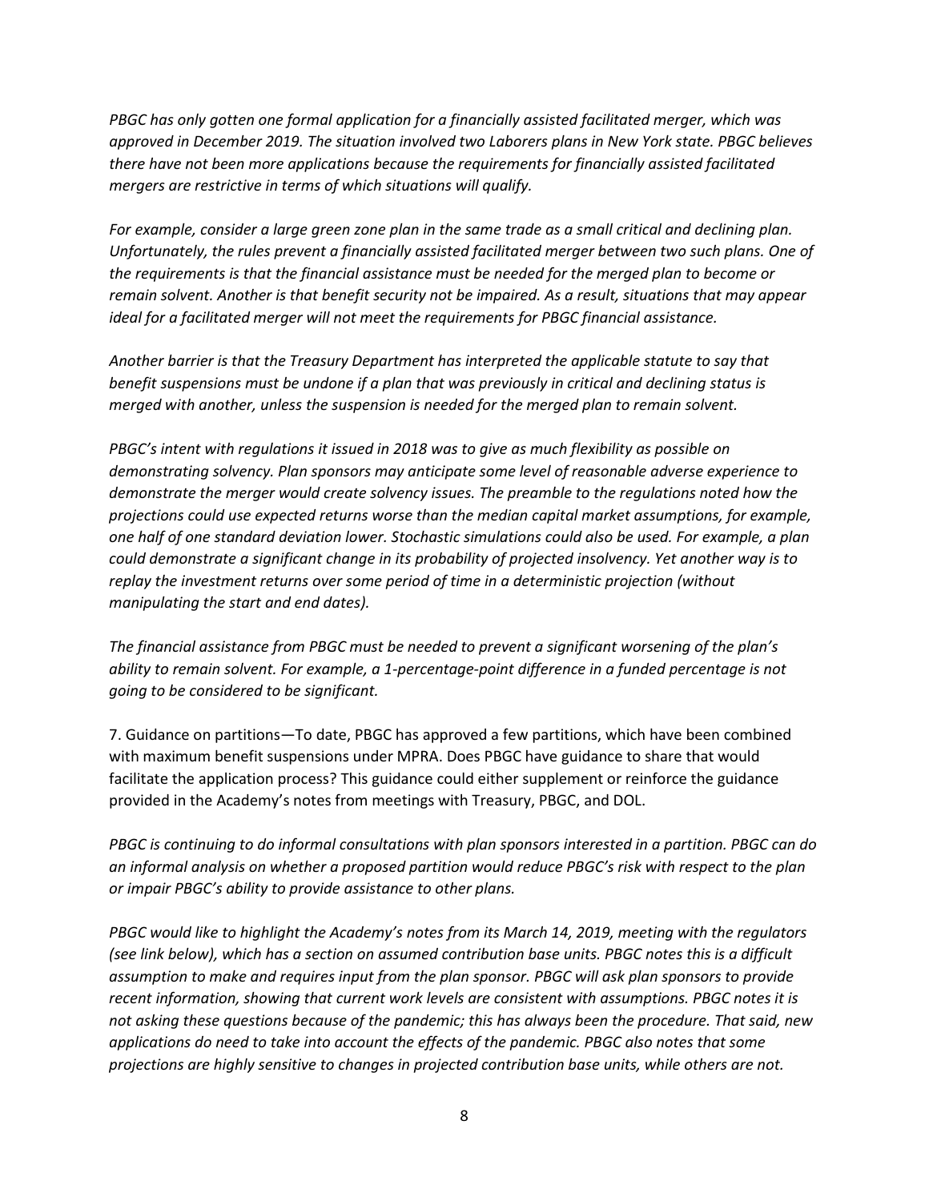*PBGC has only gotten one formal application for a financially assisted facilitated merger, which was approved in December 2019. The situation involved two Laborers plans in New York state. PBGC believes there have not been more applications because the requirements for financially assisted facilitated mergers are restrictive in terms of which situations will qualify.*

*For example, consider a large green zone plan in the same trade as a small critical and declining plan. Unfortunately, the rules prevent a financially assisted facilitated merger between two such plans. One of the requirements is that the financial assistance must be needed for the merged plan to become or remain solvent. Another is that benefit security not be impaired. As a result, situations that may appear ideal for a facilitated merger will not meet the requirements for PBGC financial assistance.*

*Another barrier is that the Treasury Department has interpreted the applicable statute to say that benefit suspensions must be undone if a plan that was previously in critical and declining status is merged with another, unless the suspension is needed for the merged plan to remain solvent.*

*PBGC's intent with regulations it issued in 2018 was to give as much flexibility as possible on demonstrating solvency. Plan sponsors may anticipate some level of reasonable adverse experience to demonstrate the merger would create solvency issues. The preamble to the regulations noted how the projections could use expected returns worse than the median capital market assumptions, for example, one half of one standard deviation lower. Stochastic simulations could also be used. For example, a plan could demonstrate a significant change in its probability of projected insolvency. Yet another way is to replay the investment returns over some period of time in a deterministic projection (without manipulating the start and end dates).*

*The financial assistance from PBGC must be needed to prevent a significant worsening of the plan's ability to remain solvent. For example, a 1-percentage-point difference in a funded percentage is not going to be considered to be significant.*

7. Guidance on partitions—To date, PBGC has approved a few partitions, which have been combined with maximum benefit suspensions under MPRA. Does PBGC have guidance to share that would facilitate the application process? This guidance could either supplement or reinforce the guidance provided in the Academy's notes from meetings with Treasury, PBGC, and DOL.

*PBGC is continuing to do informal consultations with plan sponsors interested in a partition. PBGC can do an informal analysis on whether a proposed partition would reduce PBGC's risk with respect to the plan or impair PBGC's ability to provide assistance to other plans.*

*PBGC would like to highlight the Academy's notes from its March 14, 2019, meeting with the regulators (see link below), which has a section on assumed contribution base units. PBGC notes this is a difficult assumption to make and requires input from the plan sponsor. PBGC will ask plan sponsors to provide recent information, showing that current work levels are consistent with assumptions. PBGC notes it is not asking these questions because of the pandemic; this has always been the procedure. That said, new applications do need to take into account the effects of the pandemic. PBGC also notes that some projections are highly sensitive to changes in projected contribution base units, while others are not.*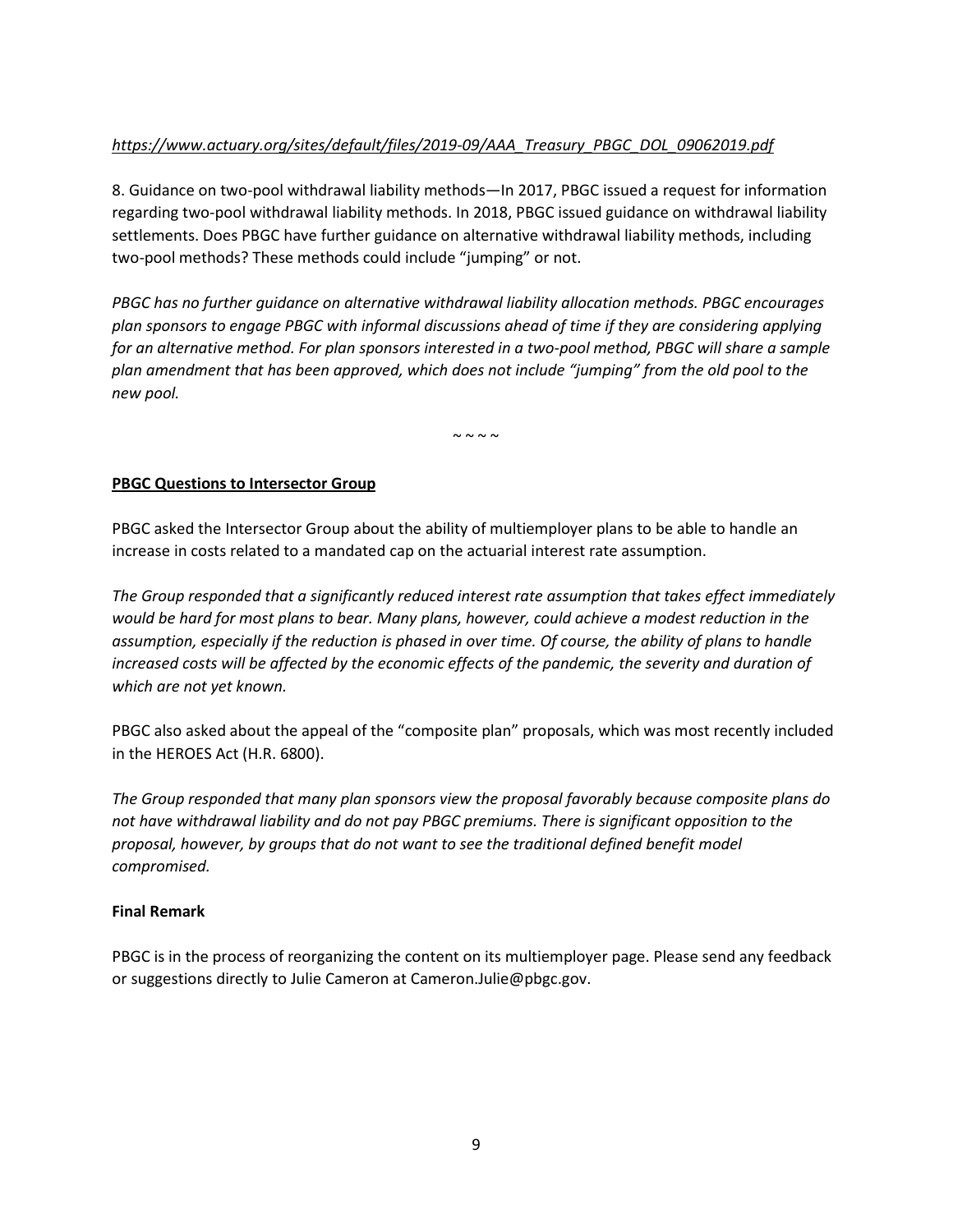*https://www.actuary.org/sites/default/files/2019-09/AAA_Treasury_PBGC_DOL_09062019.pdf*

8. Guidance on two-pool withdrawal liability methods—In 2017, PBGC issued a request for information regarding two-pool withdrawal liability methods. In 2018, PBGC issued guidance on withdrawal liability settlements. Does PBGC have further guidance on alternative withdrawal liability methods, including two-pool methods? These methods could include "jumping" or not.

*PBGC has no further guidance on alternative withdrawal liability allocation methods. PBGC encourages plan sponsors to engage PBGC with informal discussions ahead of time if they are considering applying for an alternative method. For plan sponsors interested in a two-pool method, PBGC will share a sample plan amendment that has been approved, which does not include "jumping" from the old pool to the new pool.*

~ ~ ~ ~

## PBGC Questions to Intersector Group

PBGC asked the Intersector Group about the ability of multiemployer plans to be able to handle an increase in costs related to a mandated cap on the actuarial interest rate assumption.

*The Group responded that a significantly reduced interest rate assumption that takes effect immediately would be hard for most plans to bear. Many plans, however, could achieve a modest reduction in the assumption, especially if the reduction is phased in over time. Of course, the ability of plans to handle increased costs will be affected by the economic effects of the pandemic, the severity and duration of which are not yet known.*

PBGC also asked about the appeal of the "composite plan" proposals, which was most recently included in the HEROES Act (H.R. 6800).

*The Group responded that many plan sponsors view the proposal favorably because composite plans do not have withdrawal liability and do not pay PBGC premiums. There is significant opposition to the proposal, however, by groups that do not want to see the traditional defined benefit model compromised.*

## Final Remark

PBGC is in the process of reorganizing the content on its multiemployer page. Please send any feedback or suggestions directly to Julie Cameron at Cameron.Julie@pbgc.gov.